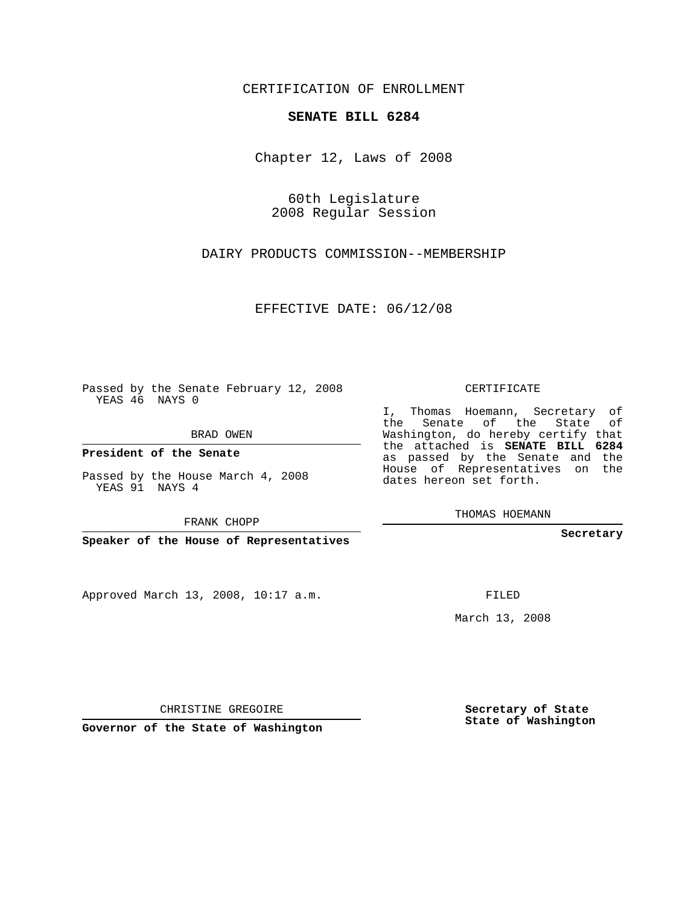CERTIFICATION OF ENROLLMENT

**SENATE BILL 6284**

Chapter 12, Laws of 2008

60th Legislature
2008 Regular Session

DAIRY PRODUCTS COMMISSION--MEMBERSHIP

EFFECTIVE DATE: 06/12/08

Passed by the Senate February 12, 2008
YEAS 46 NAYS 0

BRAD OWEN

**President of the Senate**

Passed by the House March 4, 2008
YEAS 91 NAYS 4

FRANK CHOPP

**Speaker of the House of Representatives**

Approved March 13, 2008, 10:17 a.m.

CHRISTINE GREGOIRE

**Governor of the State of Washington**

CERTIFICATE

I, Thomas Hoemann, Secretary of the Senate of the State of Washington, do hereby certify that the attached is **SENATE BILL 6284** as passed by the Senate and the House of Representatives on the dates hereon set forth.

THOMAS HOEMANN

**Secretary**

FILED

March 13, 2008

**Secretary of State**
**State of Washington**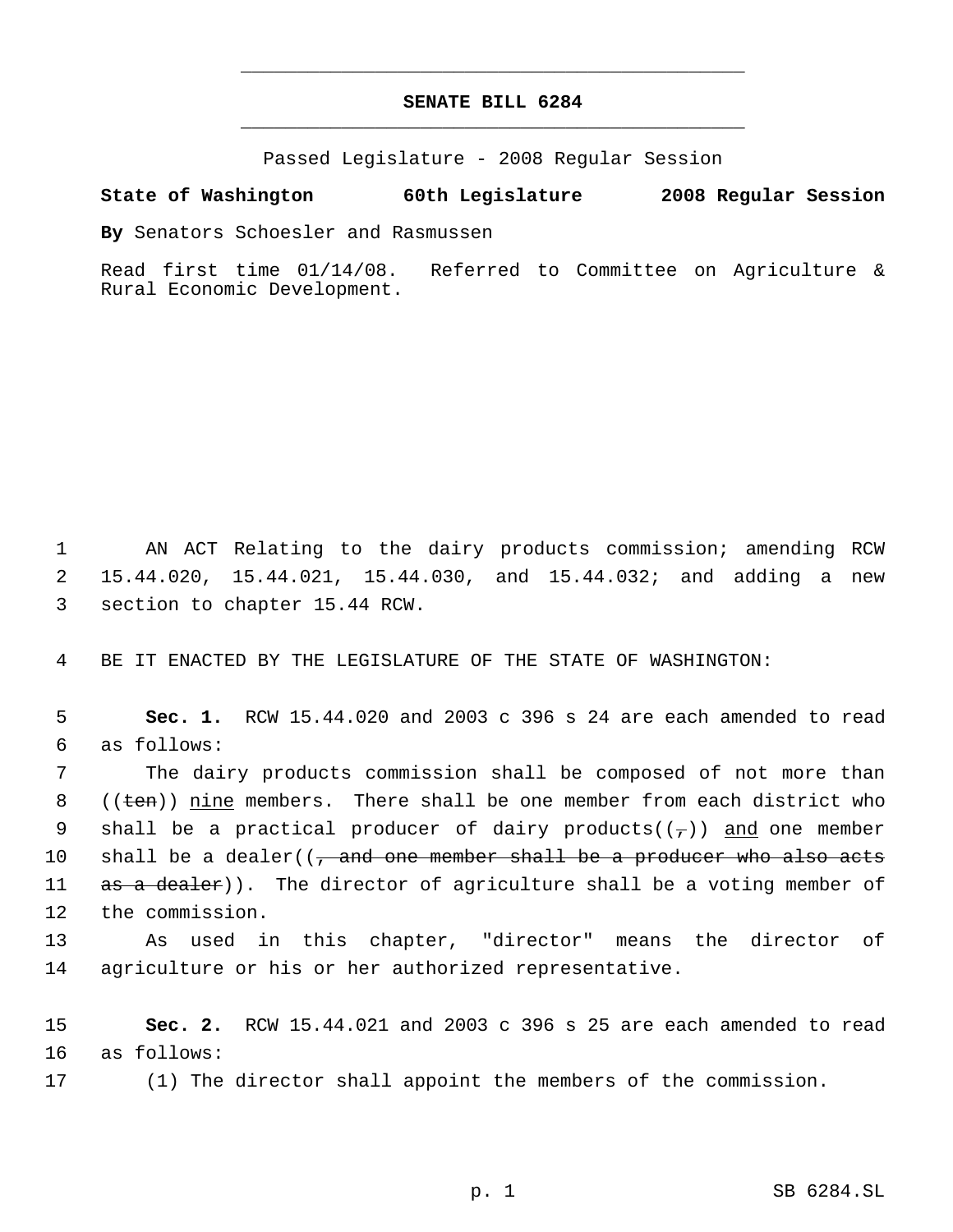# SENATE BILL 6284

Passed Legislature - 2008 Regular Session

**State of Washington 60th Legislature 2008 Regular Session**

**By** Senators Schoesler and Rasmussen

Read first time 01/14/08. Referred to Committee on Agriculture & Rural Economic Development.

1 AN ACT Relating to the dairy products commission; amending RCW 2 15.44.020, 15.44.021, 15.44.030, and 15.44.032; and adding a new 3 section to chapter 15.44 RCW.

4 BE IT ENACTED BY THE LEGISLATURE OF THE STATE OF WASHINGTON:

5 **Sec. 1.** RCW 15.44.020 and 2003 c 396 s 24 are each amended to read 6 as follows:

7 The dairy products commission shall be composed of not more than 8 ((~~ten~~)) <u>nine</u> members. There shall be one member from each district who 9 shall be a practical producer of dairy products((~~,~~)) <u>and</u> one member 10 shall be a dealer((~~, and one member shall be a producer who also acts~~ 11 ~~as a dealer~~)). The director of agriculture shall be a voting member of 12 the commission.

13 As used in this chapter, "director" means the director of 14 agriculture or his or her authorized representative.

15 **Sec. 2.** RCW 15.44.021 and 2003 c 396 s 25 are each amended to read 16 as follows:

17 (1) The director shall appoint the members of the commission.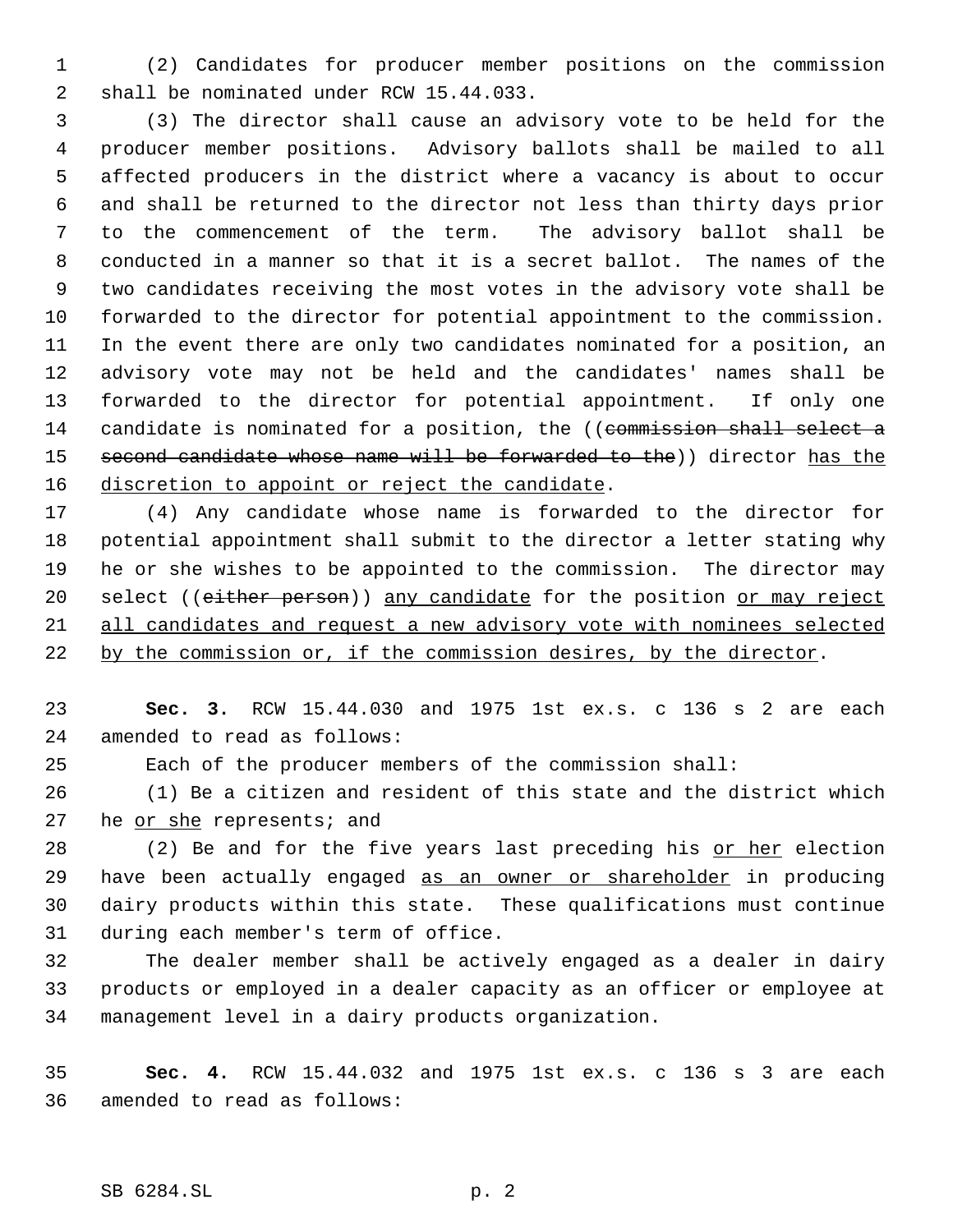(2) Candidates for producer member positions on the commission shall be nominated under RCW 15.44.033.

(3) The director shall cause an advisory vote to be held for the producer member positions. Advisory ballots shall be mailed to all affected producers in the district where a vacancy is about to occur and shall be returned to the director not less than thirty days prior to the commencement of the term. The advisory ballot shall be conducted in a manner so that it is a secret ballot. The names of the two candidates receiving the most votes in the advisory vote shall be forwarded to the director for potential appointment to the commission. In the event there are only two candidates nominated for a position, an advisory vote may not be held and the candidates' names shall be forwarded to the director for potential appointment. If only one candidate is nominated for a position, the ((~~commission shall select a second candidate whose name will be forwarded to the~~)) director <u>has the discretion to appoint or reject the candidate</u>.

(4) Any candidate whose name is forwarded to the director for potential appointment shall submit to the director a letter stating why he or she wishes to be appointed to the commission. The director may select ((~~either person~~)) <u>any candidate</u> for the position <u>or may reject all candidates and request a new advisory vote with nominees selected by the commission or, if the commission desires, by the director</u>.

**Sec. 3.** RCW 15.44.030 and 1975 1st ex.s. c 136 s 2 are each amended to read as follows:

Each of the producer members of the commission shall:

(1) Be a citizen and resident of this state and the district which he <u>or she</u> represents; and

(2) Be and for the five years last preceding his <u>or her</u> election have been actually engaged <u>as an owner or shareholder</u> in producing dairy products within this state. These qualifications must continue during each member's term of office.

The dealer member shall be actively engaged as a dealer in dairy products or employed in a dealer capacity as an officer or employee at management level in a dairy products organization.

**Sec. 4.** RCW 15.44.032 and 1975 1st ex.s. c 136 s 3 are each amended to read as follows: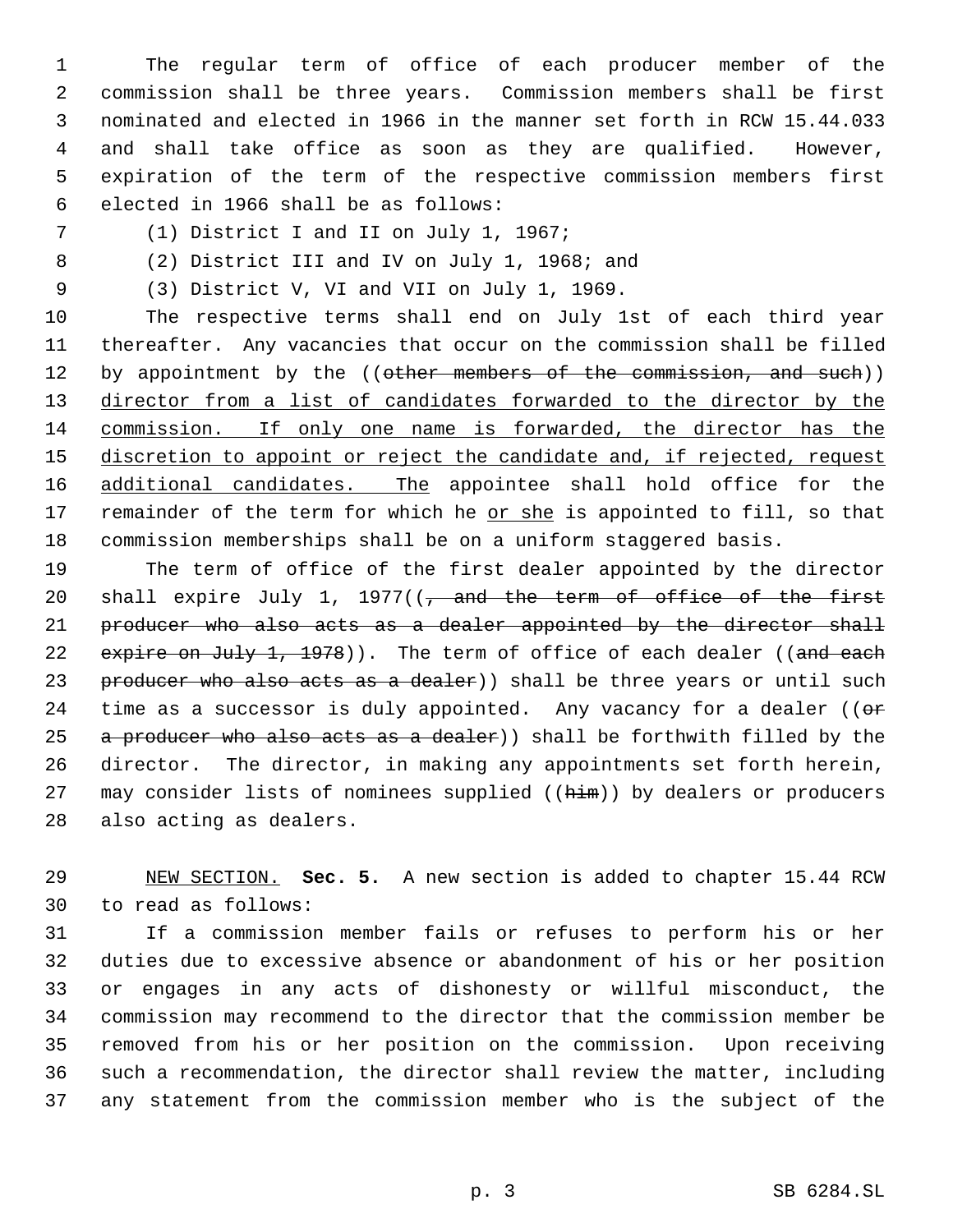The regular term of office of each producer member of the commission shall be three years. Commission members shall be first nominated and elected in 1966 in the manner set forth in RCW 15.44.033 and shall take office as soon as they are qualified. However, expiration of the term of the respective commission members first elected in 1966 shall be as follows:

(1) District I and II on July 1, 1967;

(2) District III and IV on July 1, 1968; and

(3) District V, VI and VII on July 1, 1969.

The respective terms shall end on July 1st of each third year thereafter. Any vacancies that occur on the commission shall be filled by appointment by the ((~~other members of the commission, and such~~)) <u>director from a list of candidates forwarded to the director by the commission. If only one name is forwarded, the director has the discretion to appoint or reject the candidate and, if rejected, request additional candidates. The</u> appointee shall hold office for the remainder of the term for which he <u>or she</u> is appointed to fill, so that commission memberships shall be on a uniform staggered basis.

The term of office of the first dealer appointed by the director shall expire July 1, 1977((~~, and the term of office of the first producer who also acts as a dealer appointed by the director shall expire on July 1, 1978~~)). The term of office of each dealer ((~~and each producer who also acts as a dealer~~)) shall be three years or until such time as a successor is duly appointed. Any vacancy for a dealer ((~~or a producer who also acts as a dealer~~)) shall be forthwith filled by the director. The director, in making any appointments set forth herein, may consider lists of nominees supplied ((~~him~~)) by dealers or producers also acting as dealers.

<u>NEW SECTION.</u> **Sec. 5.** A new section is added to chapter 15.44 RCW to read as follows:

If a commission member fails or refuses to perform his or her duties due to excessive absence or abandonment of his or her position or engages in any acts of dishonesty or willful misconduct, the commission may recommend to the director that the commission member be removed from his or her position on the commission. Upon receiving such a recommendation, the director shall review the matter, including any statement from the commission member who is the subject of the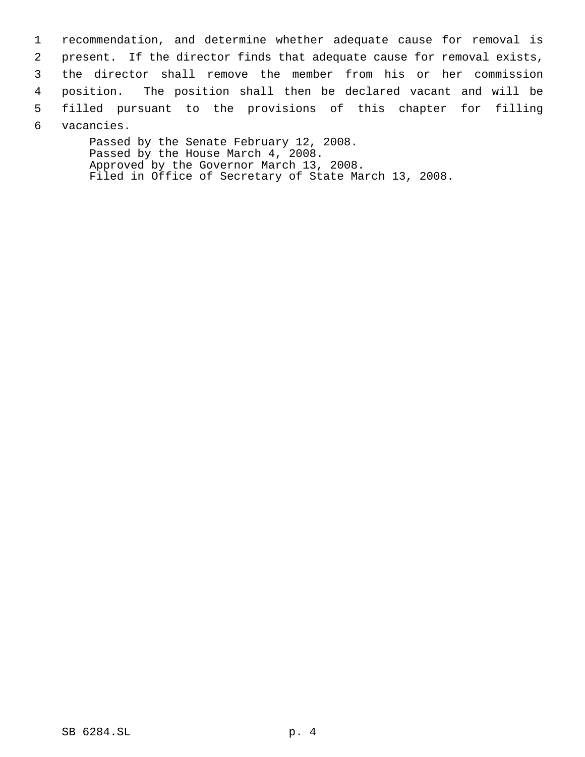recommendation, and determine whether adequate cause for removal is present. If the director finds that adequate cause for removal exists, the director shall remove the member from his or her commission position. The position shall then be declared vacant and will be filled pursuant to the provisions of this chapter for filling vacancies.

Passed by the Senate February 12, 2008.
Passed by the House March 4, 2008.
Approved by the Governor March 13, 2008.
Filed in Office of Secretary of State March 13, 2008.